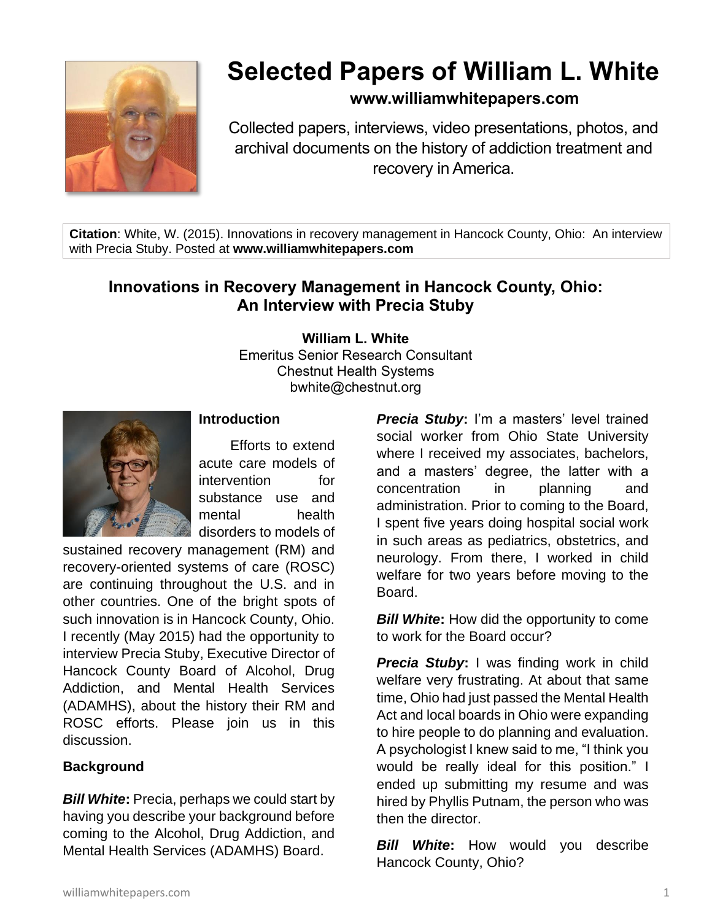# Selected Papers of William L. White

**www.williamwhitepapers.com**

Collected papers, interviews, video presentations, photos, and archival documents on the history of addiction treatment and recovery in America.

**Citation**: White, W. (2015). Innovations in recovery management in Hancock County, Ohio: An interview with Precia Stuby. Posted at **www.williamwhitepapers.com**

## Innovations in Recovery Management in Hancock County, Ohio: An Interview with Precia Stuby

**William L. White**
Emeritus Senior Research Consultant
Chestnut Health Systems
bwhite@chestnut.org

### Introduction

Efforts to extend acute care models of intervention for substance use and mental health disorders to models of sustained recovery management (RM) and recovery-oriented systems of care (ROSC) are continuing throughout the U.S. and in other countries. One of the bright spots of such innovation is in Hancock County, Ohio. I recently (May 2015) had the opportunity to interview Precia Stuby, Executive Director of Hancock County Board of Alcohol, Drug Addiction, and Mental Health Services (ADAMHS), about the history their RM and ROSC efforts. Please join us in this discussion.

### Background

***Bill White*:** Precia, perhaps we could start by having you describe your background before coming to the Alcohol, Drug Addiction, and Mental Health Services (ADAMHS) Board.

***Precia Stuby*:** I'm a masters' level trained social worker from Ohio State University where I received my associates, bachelors, and a masters' degree, the latter with a concentration in planning and administration. Prior to coming to the Board, I spent five years doing hospital social work in such areas as pediatrics, obstetrics, and neurology. From there, I worked in child welfare for two years before moving to the Board.

***Bill White*:** How did the opportunity to come to work for the Board occur?

***Precia Stuby*:** I was finding work in child welfare very frustrating. At about that same time, Ohio had just passed the Mental Health Act and local boards in Ohio were expanding to hire people to do planning and evaluation. A psychologist I knew said to me, "I think you would be really ideal for this position." I ended up submitting my resume and was hired by Phyllis Putnam, the person who was then the director.

***Bill White*:** How would you describe Hancock County, Ohio?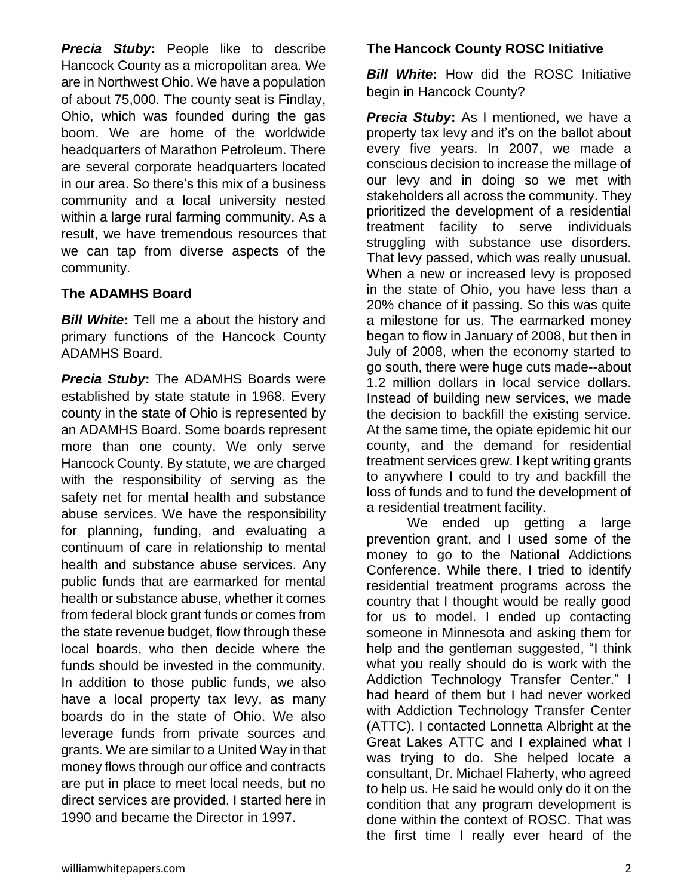***Precia Stuby*:** People like to describe Hancock County as a micropolitan area. We are in Northwest Ohio. We have a population of about 75,000. The county seat is Findlay, Ohio, which was founded during the gas boom. We are home of the worldwide headquarters of Marathon Petroleum. There are several corporate headquarters located in our area. So there's this mix of a business community and a local university nested within a large rural farming community. As a result, we have tremendous resources that we can tap from diverse aspects of the community.

## The ADAMHS Board

***Bill White*:** Tell me a about the history and primary functions of the Hancock County ADAMHS Board.

***Precia Stuby*:** The ADAMHS Boards were established by state statute in 1968. Every county in the state of Ohio is represented by an ADAMHS Board. Some boards represent more than one county. We only serve Hancock County. By statute, we are charged with the responsibility of serving as the safety net for mental health and substance abuse services. We have the responsibility for planning, funding, and evaluating a continuum of care in relationship to mental health and substance abuse services. Any public funds that are earmarked for mental health or substance abuse, whether it comes from federal block grant funds or comes from the state revenue budget, flow through these local boards, who then decide where the funds should be invested in the community. In addition to those public funds, we also have a local property tax levy, as many boards do in the state of Ohio. We also leverage funds from private sources and grants. We are similar to a United Way in that money flows through our office and contracts are put in place to meet local needs, but no direct services are provided. I started here in 1990 and became the Director in 1997.

## The Hancock County ROSC Initiative

***Bill White*:** How did the ROSC Initiative begin in Hancock County?

***Precia Stuby*:** As I mentioned, we have a property tax levy and it's on the ballot about every five years. In 2007, we made a conscious decision to increase the millage of our levy and in doing so we met with stakeholders all across the community. They prioritized the development of a residential treatment facility to serve individuals struggling with substance use disorders. That levy passed, which was really unusual. When a new or increased levy is proposed in the state of Ohio, you have less than a 20% chance of it passing. So this was quite a milestone for us. The earmarked money began to flow in January of 2008, but then in July of 2008, when the economy started to go south, there were huge cuts made--about 1.2 million dollars in local service dollars. Instead of building new services, we made the decision to backfill the existing service. At the same time, the opiate epidemic hit our county, and the demand for residential treatment services grew. I kept writing grants to anywhere I could to try and backfill the loss of funds and to fund the development of a residential treatment facility.

We ended up getting a large prevention grant, and I used some of the money to go to the National Addictions Conference. While there, I tried to identify residential treatment programs across the country that I thought would be really good for us to model. I ended up contacting someone in Minnesota and asking them for help and the gentleman suggested, "I think what you really should do is work with the Addiction Technology Transfer Center." I had heard of them but I had never worked with Addiction Technology Transfer Center (ATTC). I contacted Lonnetta Albright at the Great Lakes ATTC and I explained what I was trying to do. She helped locate a consultant, Dr. Michael Flaherty, who agreed to help us. He said he would only do it on the condition that any program development is done within the context of ROSC. That was the first time I really ever heard of the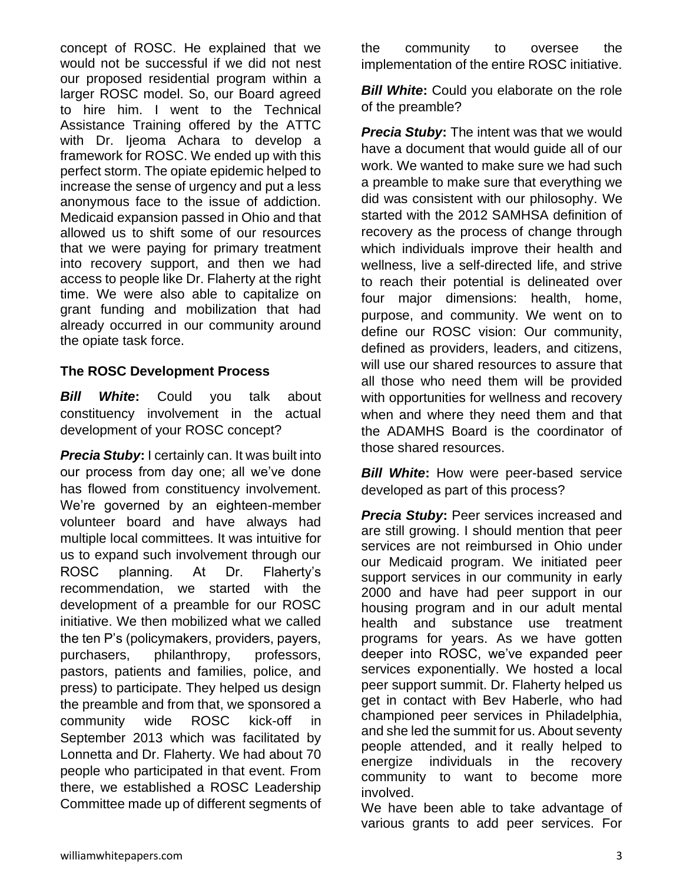concept of ROSC. He explained that we would not be successful if we did not nest our proposed residential program within a larger ROSC model. So, our Board agreed to hire him. I went to the Technical Assistance Training offered by the ATTC with Dr. Ijeoma Achara to develop a framework for ROSC. We ended up with this perfect storm. The opiate epidemic helped to increase the sense of urgency and put a less anonymous face to the issue of addiction. Medicaid expansion passed in Ohio and that allowed us to shift some of our resources that we were paying for primary treatment into recovery support, and then we had access to people like Dr. Flaherty at the right time. We were also able to capitalize on grant funding and mobilization that had already occurred in our community around the opiate task force.

### The ROSC Development Process

***Bill White*:** Could you talk about constituency involvement in the actual development of your ROSC concept?

***Precia Stuby*:** I certainly can. It was built into our process from day one; all we've done has flowed from constituency involvement. We're governed by an eighteen-member volunteer board and have always had multiple local committees. It was intuitive for us to expand such involvement through our ROSC planning. At Dr. Flaherty's recommendation, we started with the development of a preamble for our ROSC initiative. We then mobilized what we called the ten P's (policymakers, providers, payers, purchasers, philanthropy, professors, pastors, patients and families, police, and press) to participate. They helped us design the preamble and from that, we sponsored a community wide ROSC kick-off in September 2013 which was facilitated by Lonnetta and Dr. Flaherty. We had about 70 people who participated in that event. From there, we established a ROSC Leadership Committee made up of different segments of the community to oversee the implementation of the entire ROSC initiative.

***Bill White*:** Could you elaborate on the role of the preamble?

***Precia Stuby*:** The intent was that we would have a document that would guide all of our work. We wanted to make sure we had such a preamble to make sure that everything we did was consistent with our philosophy. We started with the 2012 SAMHSA definition of recovery as the process of change through which individuals improve their health and wellness, live a self-directed life, and strive to reach their potential is delineated over four major dimensions: health, home, purpose, and community. We went on to define our ROSC vision: Our community, defined as providers, leaders, and citizens, will use our shared resources to assure that all those who need them will be provided with opportunities for wellness and recovery when and where they need them and that the ADAMHS Board is the coordinator of those shared resources.

***Bill White*:** How were peer-based service developed as part of this process?

***Precia Stuby*:** Peer services increased and are still growing. I should mention that peer services are not reimbursed in Ohio under our Medicaid program. We initiated peer support services in our community in early 2000 and have had peer support in our housing program and in our adult mental health and substance use treatment programs for years. As we have gotten deeper into ROSC, we've expanded peer services exponentially. We hosted a local peer support summit. Dr. Flaherty helped us get in contact with Bev Haberle, who had championed peer services in Philadelphia, and she led the summit for us. About seventy people attended, and it really helped to energize individuals in the recovery community to want to become more involved.

We have been able to take advantage of various grants to add peer services. For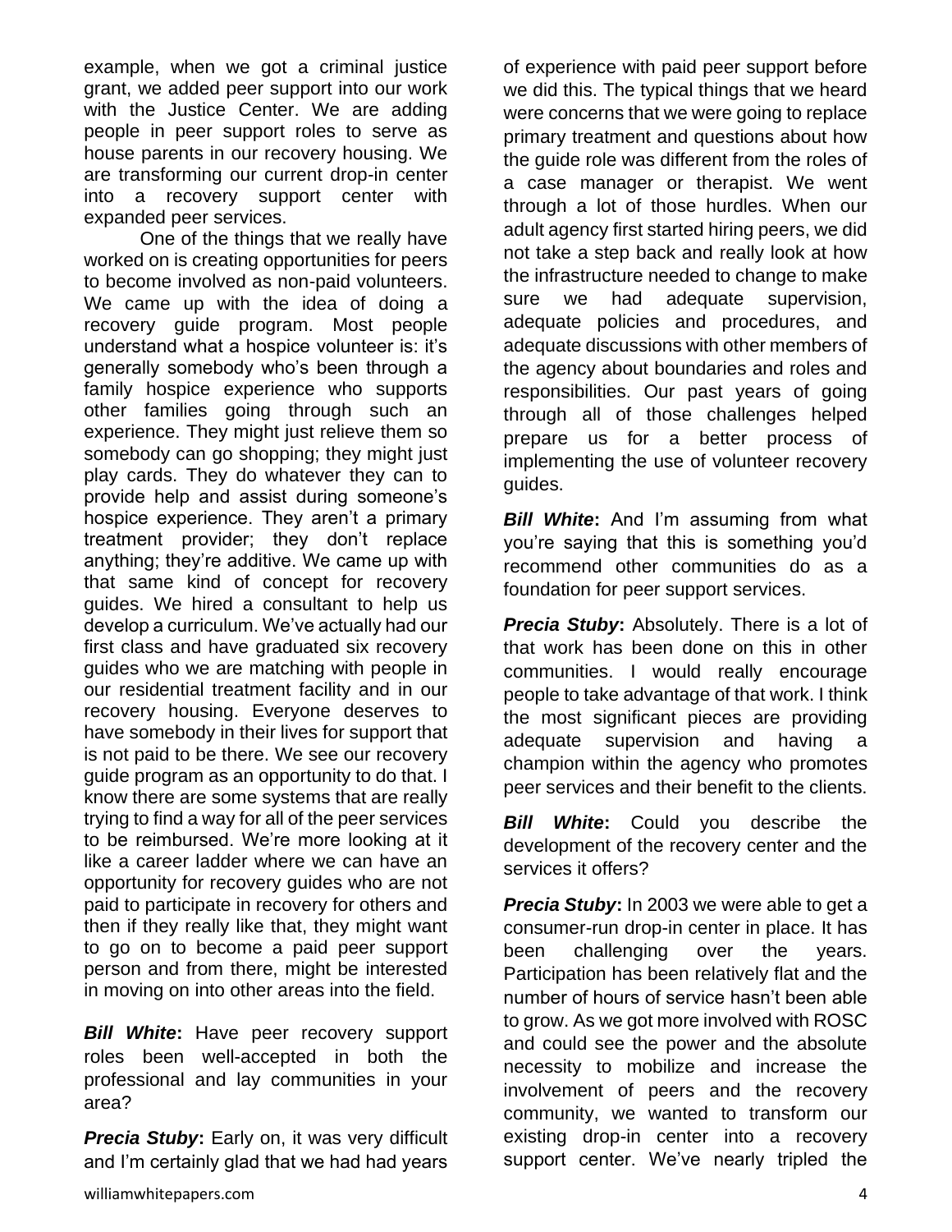example, when we got a criminal justice grant, we added peer support into our work with the Justice Center. We are adding people in peer support roles to serve as house parents in our recovery housing. We are transforming our current drop-in center into a recovery support center with expanded peer services.

One of the things that we really have worked on is creating opportunities for peers to become involved as non-paid volunteers. We came up with the idea of doing a recovery guide program. Most people understand what a hospice volunteer is: it's generally somebody who's been through a family hospice experience who supports other families going through such an experience. They might just relieve them so somebody can go shopping; they might just play cards. They do whatever they can to provide help and assist during someone's hospice experience. They aren't a primary treatment provider; they don't replace anything; they're additive. We came up with that same kind of concept for recovery guides. We hired a consultant to help us develop a curriculum. We've actually had our first class and have graduated six recovery guides who we are matching with people in our residential treatment facility and in our recovery housing. Everyone deserves to have somebody in their lives for support that is not paid to be there. We see our recovery guide program as an opportunity to do that. I know there are some systems that are really trying to find a way for all of the peer services to be reimbursed. We're more looking at it like a career ladder where we can have an opportunity for recovery guides who are not paid to participate in recovery for others and then if they really like that, they might want to go on to become a paid peer support person and from there, might be interested in moving on into other areas into the field.

***Bill White*:** Have peer recovery support roles been well-accepted in both the professional and lay communities in your area?

***Precia Stuby*:** Early on, it was very difficult and I'm certainly glad that we had had years of experience with paid peer support before we did this. The typical things that we heard were concerns that we were going to replace primary treatment and questions about how the guide role was different from the roles of a case manager or therapist. We went through a lot of those hurdles. When our adult agency first started hiring peers, we did not take a step back and really look at how the infrastructure needed to change to make sure we had adequate supervision, adequate policies and procedures, and adequate discussions with other members of the agency about boundaries and roles and responsibilities. Our past years of going through all of those challenges helped prepare us for a better process of implementing the use of volunteer recovery guides.

***Bill White*:** And I'm assuming from what you're saying that this is something you'd recommend other communities do as a foundation for peer support services.

***Precia Stuby*:** Absolutely. There is a lot of that work has been done on this in other communities. I would really encourage people to take advantage of that work. I think the most significant pieces are providing adequate supervision and having a champion within the agency who promotes peer services and their benefit to the clients.

***Bill White*:** Could you describe the development of the recovery center and the services it offers?

***Precia Stuby*:** In 2003 we were able to get a consumer-run drop-in center in place. It has been challenging over the years. Participation has been relatively flat and the number of hours of service hasn't been able to grow. As we got more involved with ROSC and could see the power and the absolute necessity to mobilize and increase the involvement of peers and the recovery community, we wanted to transform our existing drop-in center into a recovery support center. We've nearly tripled the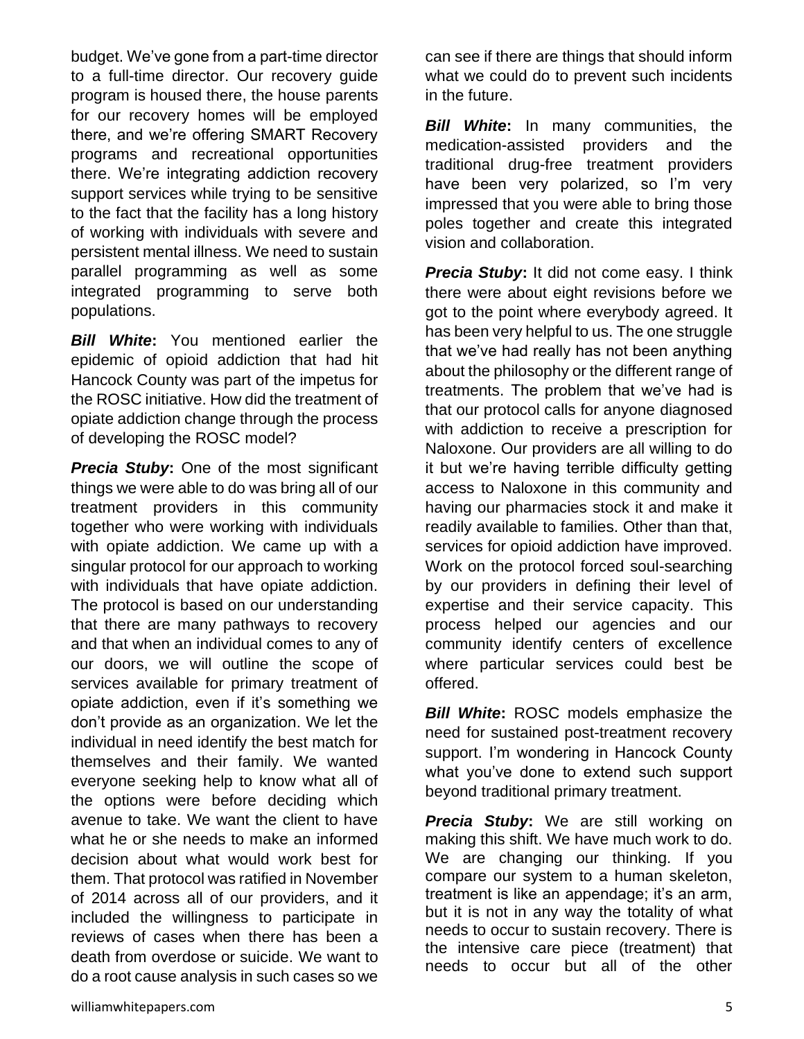budget. We've gone from a part-time director to a full-time director. Our recovery guide program is housed there, the house parents for our recovery homes will be employed there, and we're offering SMART Recovery programs and recreational opportunities there. We're integrating addiction recovery support services while trying to be sensitive to the fact that the facility has a long history of working with individuals with severe and persistent mental illness. We need to sustain parallel programming as well as some integrated programming to serve both populations.

***Bill White*:** You mentioned earlier the epidemic of opioid addiction that had hit Hancock County was part of the impetus for the ROSC initiative. How did the treatment of opiate addiction change through the process of developing the ROSC model?

***Precia Stuby*:** One of the most significant things we were able to do was bring all of our treatment providers in this community together who were working with individuals with opiate addiction. We came up with a singular protocol for our approach to working with individuals that have opiate addiction. The protocol is based on our understanding that there are many pathways to recovery and that when an individual comes to any of our doors, we will outline the scope of services available for primary treatment of opiate addiction, even if it's something we don't provide as an organization. We let the individual in need identify the best match for themselves and their family. We wanted everyone seeking help to know what all of the options were before deciding which avenue to take. We want the client to have what he or she needs to make an informed decision about what would work best for them. That protocol was ratified in November of 2014 across all of our providers, and it included the willingness to participate in reviews of cases when there has been a death from overdose or suicide. We want to do a root cause analysis in such cases so we can see if there are things that should inform what we could do to prevent such incidents in the future.

***Bill White*:** In many communities, the medication-assisted providers and the traditional drug-free treatment providers have been very polarized, so I'm very impressed that you were able to bring those poles together and create this integrated vision and collaboration.

***Precia Stuby*:** It did not come easy. I think there were about eight revisions before we got to the point where everybody agreed. It has been very helpful to us. The one struggle that we've had really has not been anything about the philosophy or the different range of treatments. The problem that we've had is that our protocol calls for anyone diagnosed with addiction to receive a prescription for Naloxone. Our providers are all willing to do it but we're having terrible difficulty getting access to Naloxone in this community and having our pharmacies stock it and make it readily available to families. Other than that, services for opioid addiction have improved. Work on the protocol forced soul-searching by our providers in defining their level of expertise and their service capacity. This process helped our agencies and our community identify centers of excellence where particular services could best be offered.

***Bill White*:** ROSC models emphasize the need for sustained post-treatment recovery support. I'm wondering in Hancock County what you've done to extend such support beyond traditional primary treatment.

***Precia Stuby*:** We are still working on making this shift. We have much work to do. We are changing our thinking. If you compare our system to a human skeleton, treatment is like an appendage; it's an arm, but it is not in any way the totality of what needs to occur to sustain recovery. There is the intensive care piece (treatment) that needs to occur but all of the other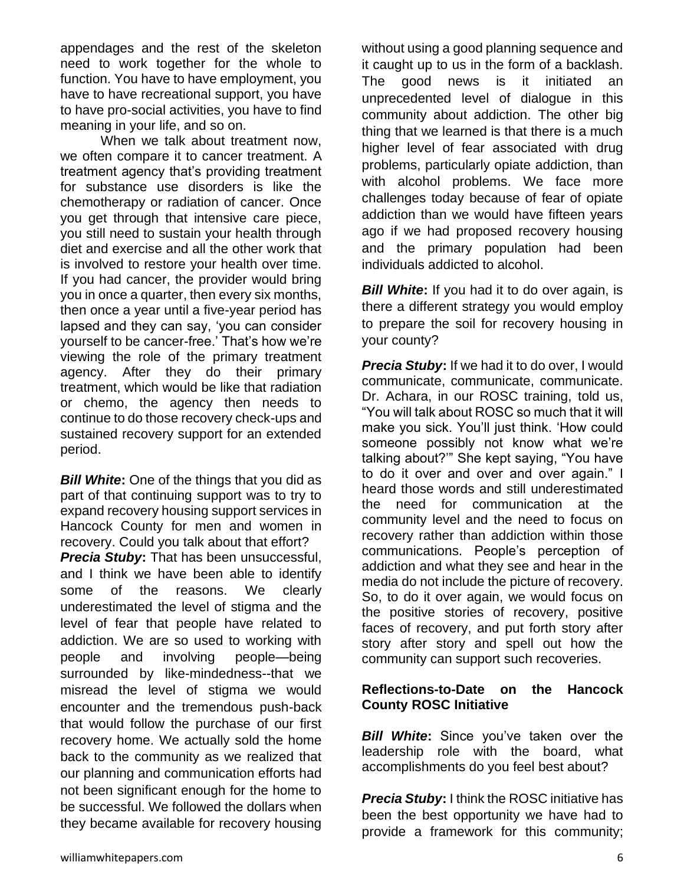appendages and the rest of the skeleton need to work together for the whole to function. You have to have employment, you have to have recreational support, you have to have pro-social activities, you have to find meaning in your life, and so on.

When we talk about treatment now, we often compare it to cancer treatment. A treatment agency that's providing treatment for substance use disorders is like the chemotherapy or radiation of cancer. Once you get through that intensive care piece, you still need to sustain your health through diet and exercise and all the other work that is involved to restore your health over time. If you had cancer, the provider would bring you in once a quarter, then every six months, then once a year until a five-year period has lapsed and they can say, 'you can consider yourself to be cancer-free.' That's how we're viewing the role of the primary treatment agency. After they do their primary treatment, which would be like that radiation or chemo, the agency then needs to continue to do those recovery check-ups and sustained recovery support for an extended period.

***Bill White*:** One of the things that you did as part of that continuing support was to try to expand recovery housing support services in Hancock County for men and women in recovery. Could you talk about that effort?

***Precia Stuby*:** That has been unsuccessful, and I think we have been able to identify some of the reasons. We clearly underestimated the level of stigma and the level of fear that people have related to addiction. We are so used to working with people and involving people—being surrounded by like-mindedness--that we misread the level of stigma we would encounter and the tremendous push-back that would follow the purchase of our first recovery home. We actually sold the home back to the community as we realized that our planning and communication efforts had not been significant enough for the home to be successful. We followed the dollars when they became available for recovery housing without using a good planning sequence and it caught up to us in the form of a backlash. The good news is it initiated an unprecedented level of dialogue in this community about addiction. The other big thing that we learned is that there is a much higher level of fear associated with drug problems, particularly opiate addiction, than with alcohol problems. We face more challenges today because of fear of opiate addiction than we would have fifteen years ago if we had proposed recovery housing and the primary population had been individuals addicted to alcohol.

***Bill White*:** If you had it to do over again, is there a different strategy you would employ to prepare the soil for recovery housing in your county?

***Precia Stuby*:** If we had it to do over, I would communicate, communicate, communicate. Dr. Achara, in our ROSC training, told us, "You will talk about ROSC so much that it will make you sick. You'll just think. 'How could someone possibly not know what we're talking about?'" She kept saying, "You have to do it over and over and over again." I heard those words and still underestimated the need for communication at the community level and the need to focus on recovery rather than addiction within those communications. People's perception of addiction and what they see and hear in the media do not include the picture of recovery. So, to do it over again, we would focus on the positive stories of recovery, positive faces of recovery, and put forth story after story after story and spell out how the community can support such recoveries.

### Reflections-to-Date on the Hancock County ROSC Initiative

***Bill White*:** Since you've taken over the leadership role with the board, what accomplishments do you feel best about?

***Precia Stuby*:** I think the ROSC initiative has been the best opportunity we have had to provide a framework for this community;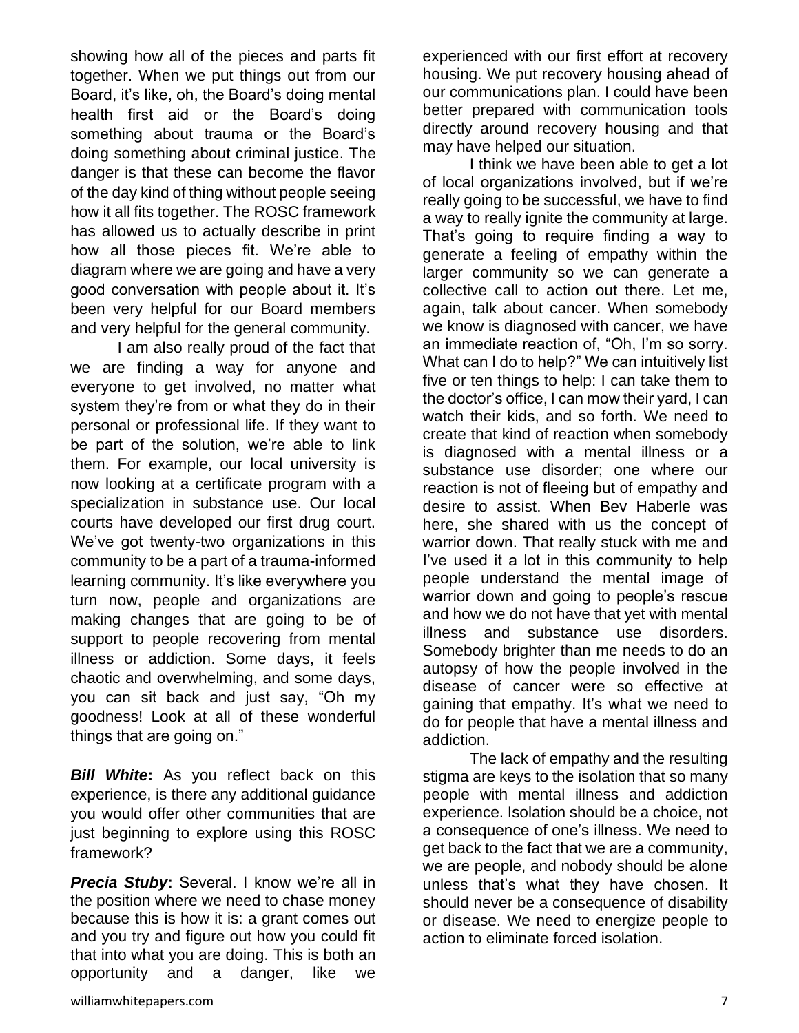showing how all of the pieces and parts fit together. When we put things out from our Board, it's like, oh, the Board's doing mental health first aid or the Board's doing something about trauma or the Board's doing something about criminal justice. The danger is that these can become the flavor of the day kind of thing without people seeing how it all fits together. The ROSC framework has allowed us to actually describe in print how all those pieces fit. We're able to diagram where we are going and have a very good conversation with people about it. It's been very helpful for our Board members and very helpful for the general community.

I am also really proud of the fact that we are finding a way for anyone and everyone to get involved, no matter what system they're from or what they do in their personal or professional life. If they want to be part of the solution, we're able to link them. For example, our local university is now looking at a certificate program with a specialization in substance use. Our local courts have developed our first drug court. We've got twenty-two organizations in this community to be a part of a trauma-informed learning community. It's like everywhere you turn now, people and organizations are making changes that are going to be of support to people recovering from mental illness or addiction. Some days, it feels chaotic and overwhelming, and some days, you can sit back and just say, "Oh my goodness! Look at all of these wonderful things that are going on."

***Bill White*:** As you reflect back on this experience, is there any additional guidance you would offer other communities that are just beginning to explore using this ROSC framework?

***Precia Stuby*:** Several. I know we're all in the position where we need to chase money because this is how it is: a grant comes out and you try and figure out how you could fit that into what you are doing. This is both an opportunity and a danger, like we experienced with our first effort at recovery housing. We put recovery housing ahead of our communications plan. I could have been better prepared with communication tools directly around recovery housing and that may have helped our situation.

I think we have been able to get a lot of local organizations involved, but if we're really going to be successful, we have to find a way to really ignite the community at large. That's going to require finding a way to generate a feeling of empathy within the larger community so we can generate a collective call to action out there. Let me, again, talk about cancer. When somebody we know is diagnosed with cancer, we have an immediate reaction of, "Oh, I'm so sorry. What can I do to help?" We can intuitively list five or ten things to help: I can take them to the doctor's office, I can mow their yard, I can watch their kids, and so forth. We need to create that kind of reaction when somebody is diagnosed with a mental illness or a substance use disorder; one where our reaction is not of fleeing but of empathy and desire to assist. When Bev Haberle was here, she shared with us the concept of warrior down. That really stuck with me and I've used it a lot in this community to help people understand the mental image of warrior down and going to people's rescue and how we do not have that yet with mental illness and substance use disorders. Somebody brighter than me needs to do an autopsy of how the people involved in the disease of cancer were so effective at gaining that empathy. It's what we need to do for people that have a mental illness and addiction.

The lack of empathy and the resulting stigma are keys to the isolation that so many people with mental illness and addiction experience. Isolation should be a choice, not a consequence of one's illness. We need to get back to the fact that we are a community, we are people, and nobody should be alone unless that's what they have chosen. It should never be a consequence of disability or disease. We need to energize people to action to eliminate forced isolation.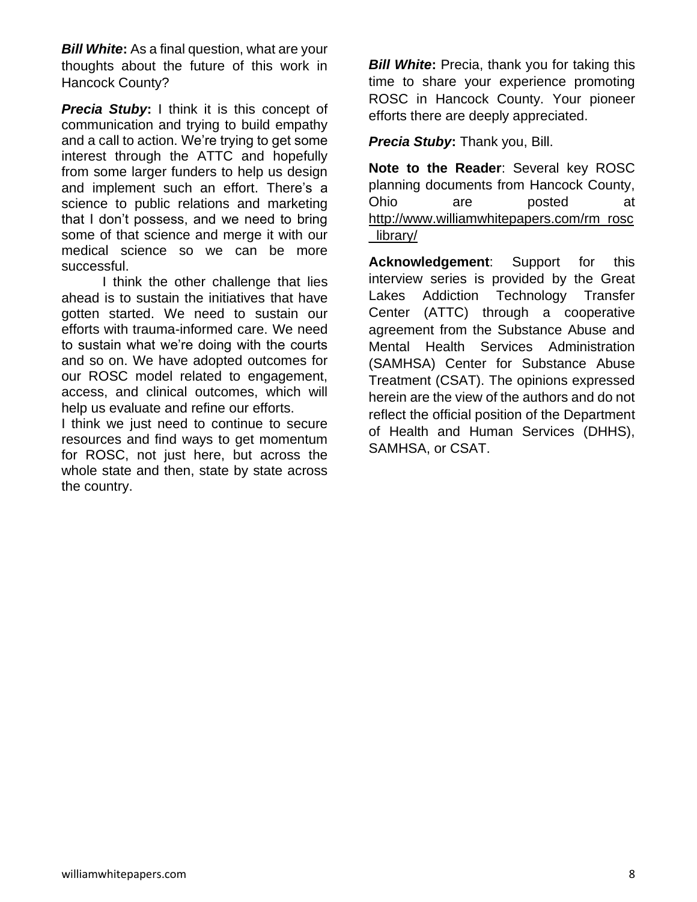***Bill White*:** As a final question, what are your thoughts about the future of this work in Hancock County?

***Precia Stuby*:** I think it is this concept of communication and trying to build empathy and a call to action. We're trying to get some interest through the ATTC and hopefully from some larger funders to help us design and implement such an effort. There's a science to public relations and marketing that I don't possess, and we need to bring some of that science and merge it with our medical science so we can be more successful.

I think the other challenge that lies ahead is to sustain the initiatives that have gotten started. We need to sustain our efforts with trauma-informed care. We need to sustain what we're doing with the courts and so on. We have adopted outcomes for our ROSC model related to engagement, access, and clinical outcomes, which will help us evaluate and refine our efforts.

I think we just need to continue to secure resources and find ways to get momentum for ROSC, not just here, but across the whole state and then, state by state across the country.

***Bill White*:** Precia, thank you for taking this time to share your experience promoting ROSC in Hancock County. Your pioneer efforts there are deeply appreciated.

***Precia Stuby*:** Thank you, Bill.

**Note to the Reader**: Several key ROSC planning documents from Hancock County, Ohio are posted at http://www.williamwhitepapers.com/rm_rosc_library/

**Acknowledgement**: Support for this interview series is provided by the Great Lakes Addiction Technology Transfer Center (ATTC) through a cooperative agreement from the Substance Abuse and Mental Health Services Administration (SAMHSA) Center for Substance Abuse Treatment (CSAT). The opinions expressed herein are the view of the authors and do not reflect the official position of the Department of Health and Human Services (DHHS), SAMHSA, or CSAT.